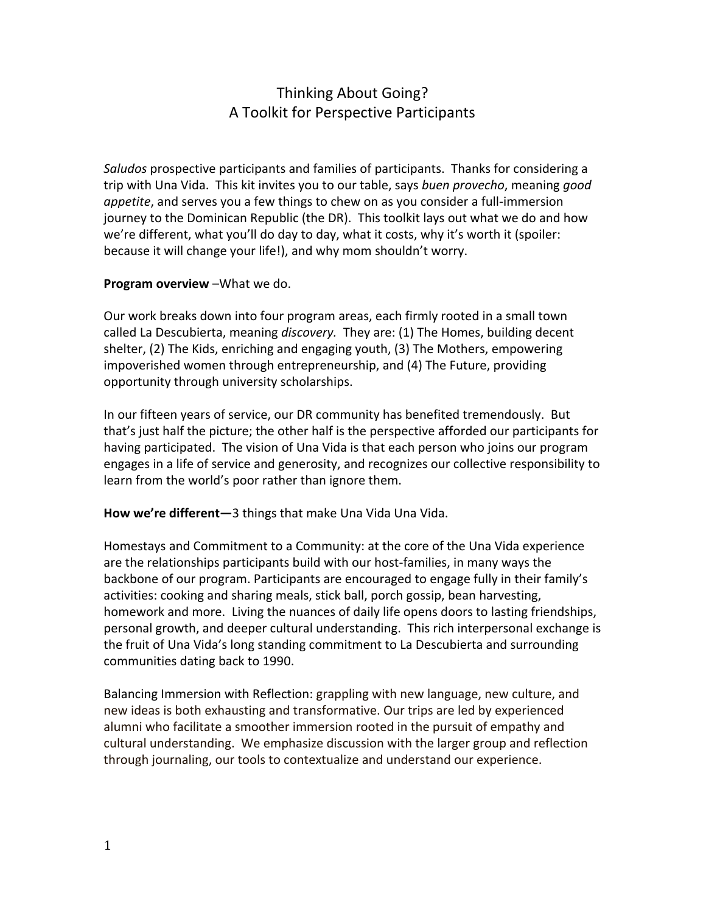# Thinking About Going?
# A Toolkit for Perspective Participants

*Saludos* prospective participants and families of participants. Thanks for considering a trip with Una Vida. This kit invites you to our table, says *buen provecho*, meaning *good appetite*, and serves you a few things to chew on as you consider a full-immersion journey to the Dominican Republic (the DR). This toolkit lays out what we do and how we're different, what you'll do day to day, what it costs, why it's worth it (spoiler: because it will change your life!), and why mom shouldn't worry.

**Program overview** –What we do.

Our work breaks down into four program areas, each firmly rooted in a small town called La Descubierta, meaning *discovery.* They are: (1) The Homes, building decent shelter, (2) The Kids, enriching and engaging youth, (3) The Mothers, empowering impoverished women through entrepreneurship, and (4) The Future, providing opportunity through university scholarships.

In our fifteen years of service, our DR community has benefited tremendously. But that's just half the picture; the other half is the perspective afforded our participants for having participated. The vision of Una Vida is that each person who joins our program engages in a life of service and generosity, and recognizes our collective responsibility to learn from the world's poor rather than ignore them.

**How we're different—**3 things that make Una Vida Una Vida.

Homestays and Commitment to a Community: at the core of the Una Vida experience are the relationships participants build with our host-families, in many ways the backbone of our program. Participants are encouraged to engage fully in their family's activities: cooking and sharing meals, stick ball, porch gossip, bean harvesting, homework and more. Living the nuances of daily life opens doors to lasting friendships, personal growth, and deeper cultural understanding. This rich interpersonal exchange is the fruit of Una Vida's long standing commitment to La Descubierta and surrounding communities dating back to 1990.

Balancing Immersion with Reflection: grappling with new language, new culture, and new ideas is both exhausting and transformative. Our trips are led by experienced alumni who facilitate a smoother immersion rooted in the pursuit of empathy and cultural understanding. We emphasize discussion with the larger group and reflection through journaling, our tools to contextualize and understand our experience.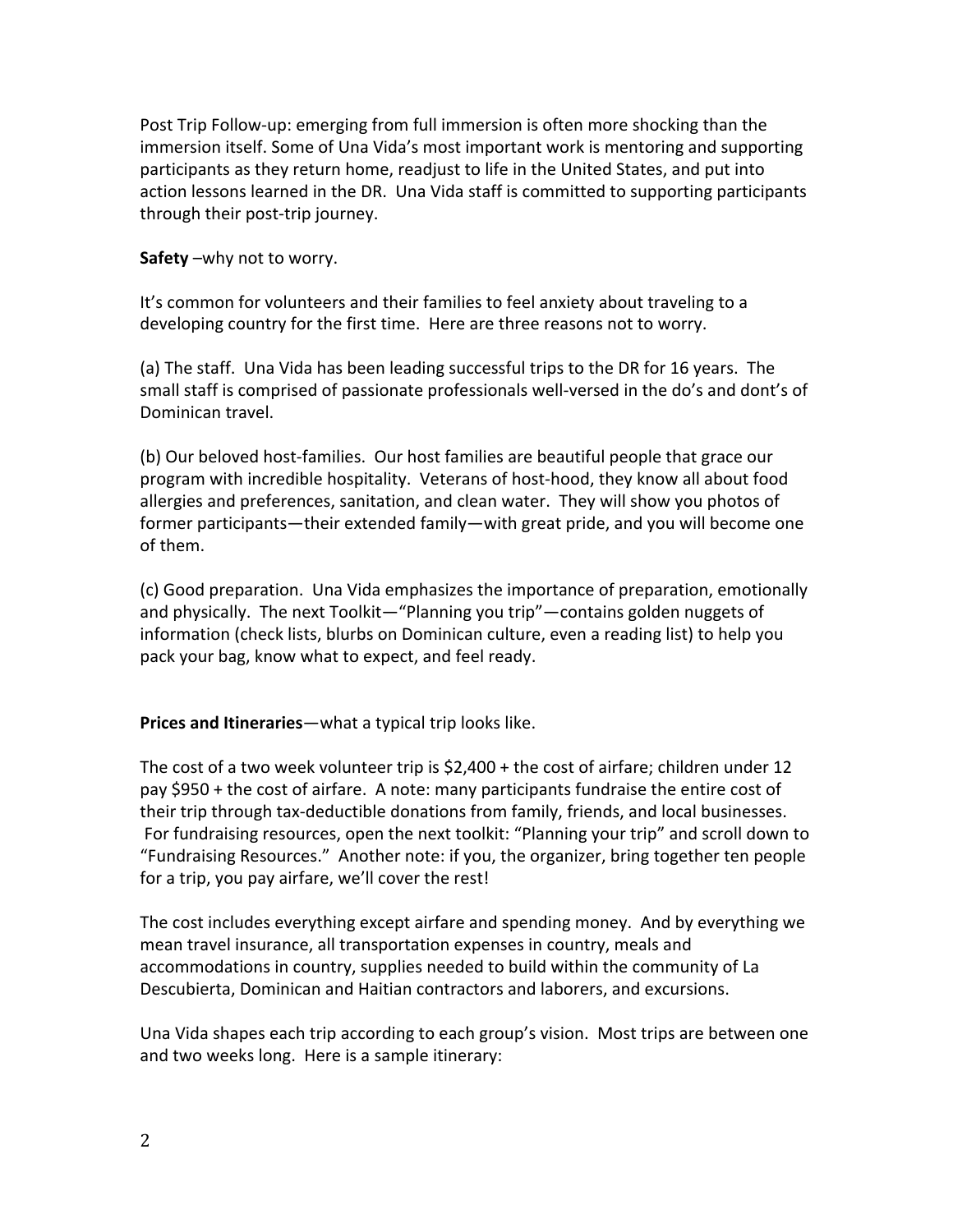Post Trip Follow-up: emerging from full immersion is often more shocking than the immersion itself. Some of Una Vida's most important work is mentoring and supporting participants as they return home, readjust to life in the United States, and put into action lessons learned in the DR. Una Vida staff is committed to supporting participants through their post-trip journey.

**Safety** –why not to worry.

It's common for volunteers and their families to feel anxiety about traveling to a developing country for the first time. Here are three reasons not to worry.

(a) The staff. Una Vida has been leading successful trips to the DR for 16 years. The small staff is comprised of passionate professionals well-versed in the do's and dont's of Dominican travel.

(b) Our beloved host-families. Our host families are beautiful people that grace our program with incredible hospitality. Veterans of host-hood, they know all about food allergies and preferences, sanitation, and clean water. They will show you photos of former participants—their extended family—with great pride, and you will become one of them.

(c) Good preparation. Una Vida emphasizes the importance of preparation, emotionally and physically. The next Toolkit—"Planning you trip"—contains golden nuggets of information (check lists, blurbs on Dominican culture, even a reading list) to help you pack your bag, know what to expect, and feel ready.

**Prices and Itineraries**—what a typical trip looks like.

The cost of a two week volunteer trip is $2,400 + the cost of airfare; children under 12 pay $950 + the cost of airfare. A note: many participants fundraise the entire cost of their trip through tax-deductible donations from family, friends, and local businesses. For fundraising resources, open the next toolkit: "Planning your trip" and scroll down to "Fundraising Resources." Another note: if you, the organizer, bring together ten people for a trip, you pay airfare, we'll cover the rest!

The cost includes everything except airfare and spending money. And by everything we mean travel insurance, all transportation expenses in country, meals and accommodations in country, supplies needed to build within the community of La Descubierta, Dominican and Haitian contractors and laborers, and excursions.

Una Vida shapes each trip according to each group's vision. Most trips are between one and two weeks long. Here is a sample itinerary: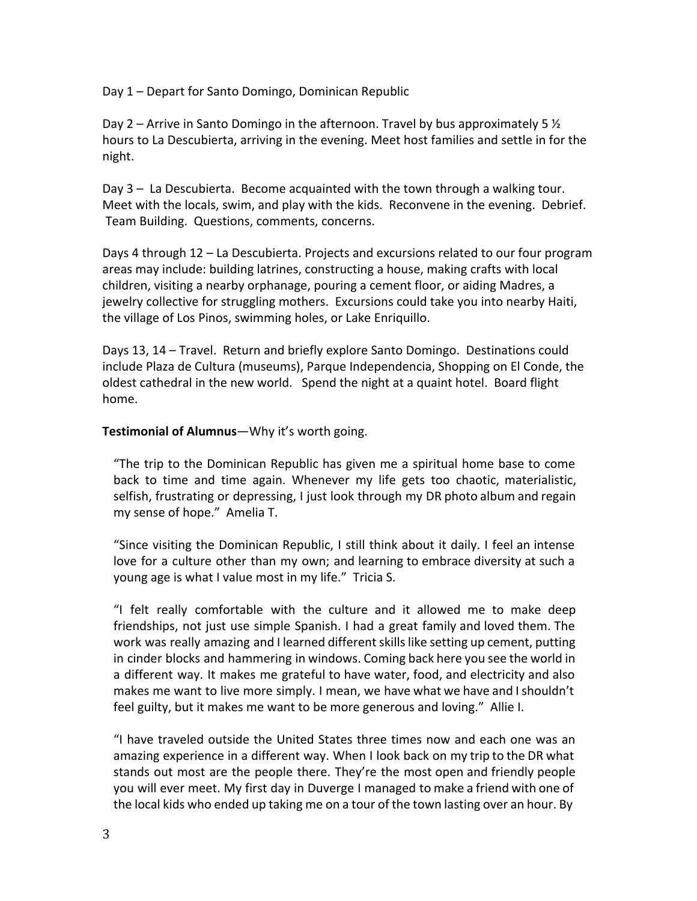Day 1 – Depart for Santo Domingo, Dominican Republic

Day 2 – Arrive in Santo Domingo in the afternoon. Travel by bus approximately 5 ½ hours to La Descubierta, arriving in the evening. Meet host families and settle in for the night.

Day 3 – La Descubierta. Become acquainted with the town through a walking tour. Meet with the locals, swim, and play with the kids. Reconvene in the evening. Debrief. Team Building. Questions, comments, concerns.

Days 4 through 12 – La Descubierta. Projects and excursions related to our four program areas may include: building latrines, constructing a house, making crafts with local children, visiting a nearby orphanage, pouring a cement floor, or aiding Madres, a jewelry collective for struggling mothers. Excursions could take you into nearby Haiti, the village of Los Pinos, swimming holes, or Lake Enriquillo.

Days 13, 14 – Travel. Return and briefly explore Santo Domingo. Destinations could include Plaza de Cultura (museums), Parque Independencia, Shopping on El Conde, the oldest cathedral in the new world. Spend the night at a quaint hotel. Board flight home.

**Testimonial of Alumnus**—Why it's worth going.

> "The trip to the Dominican Republic has given me a spiritual home base to come back to time and time again. Whenever my life gets too chaotic, materialistic, selfish, frustrating or depressing, I just look through my DR photo album and regain my sense of hope." Amelia T.

> "Since visiting the Dominican Republic, I still think about it daily. I feel an intense love for a culture other than my own; and learning to embrace diversity at such a young age is what I value most in my life." Tricia S.

> "I felt really comfortable with the culture and it allowed me to make deep friendships, not just use simple Spanish. I had a great family and loved them. The work was really amazing and I learned different skills like setting up cement, putting in cinder blocks and hammering in windows. Coming back here you see the world in a different way. It makes me grateful to have water, food, and electricity and also makes me want to live more simply. I mean, we have what we have and I shouldn't feel guilty, but it makes me want to be more generous and loving." Allie I.

> "I have traveled outside the United States three times now and each one was an amazing experience in a different way. When I look back on my trip to the DR what stands out most are the people there. They're the most open and friendly people you will ever meet. My first day in Duverge I managed to make a friend with one of the local kids who ended up taking me on a tour of the town lasting over an hour. By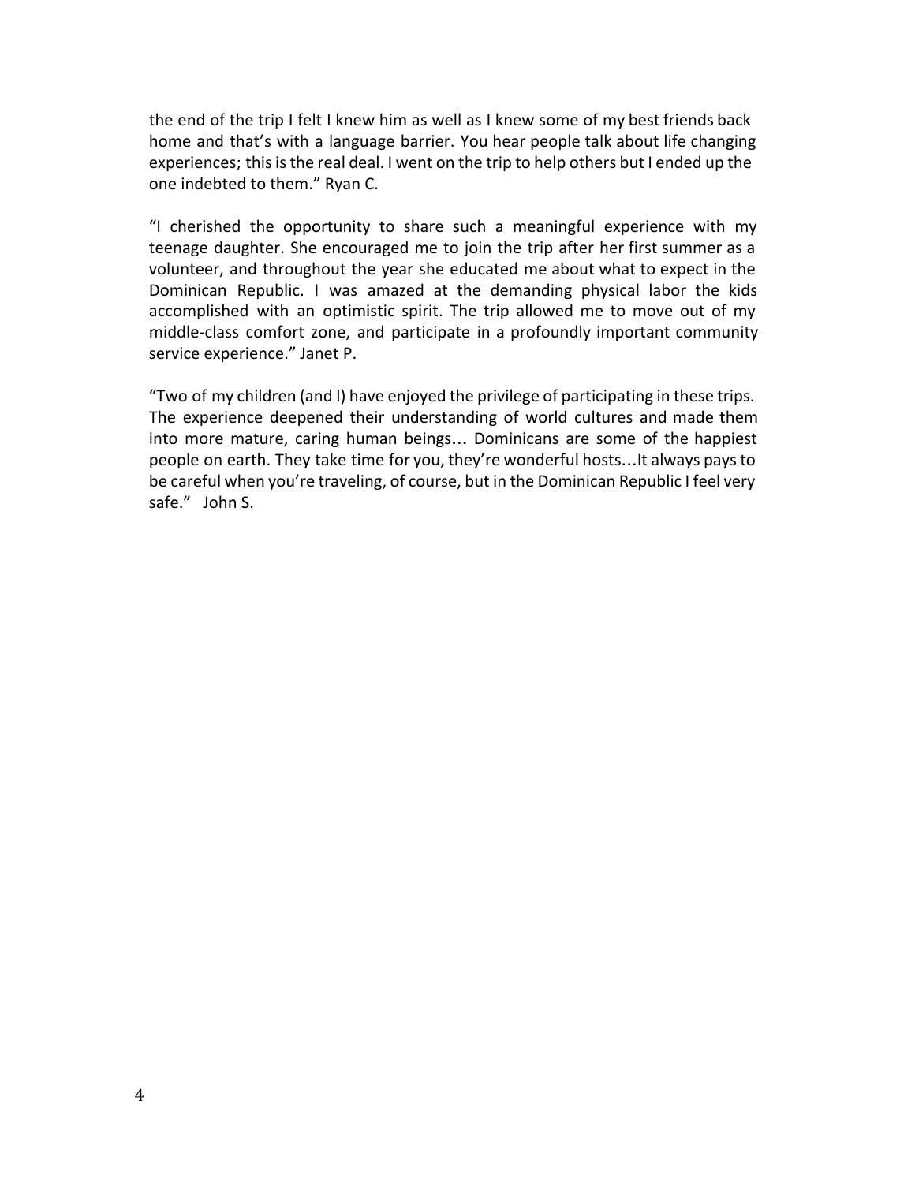the end of the trip I felt I knew him as well as I knew some of my best friends back home and that's with a language barrier. You hear people talk about life changing experiences; this is the real deal. I went on the trip to help others but I ended up the one indebted to them." Ryan C.

"I cherished the opportunity to share such a meaningful experience with my teenage daughter. She encouraged me to join the trip after her first summer as a volunteer, and throughout the year she educated me about what to expect in the Dominican Republic. I was amazed at the demanding physical labor the kids accomplished with an optimistic spirit. The trip allowed me to move out of my middle-class comfort zone, and participate in a profoundly important community service experience." Janet P.

"Two of my children (and I) have enjoyed the privilege of participating in these trips. The experience deepened their understanding of world cultures and made them into more mature, caring human beings… Dominicans are some of the happiest people on earth. They take time for you, they're wonderful hosts…It always pays to be careful when you're traveling, of course, but in the Dominican Republic I feel very safe." John S.